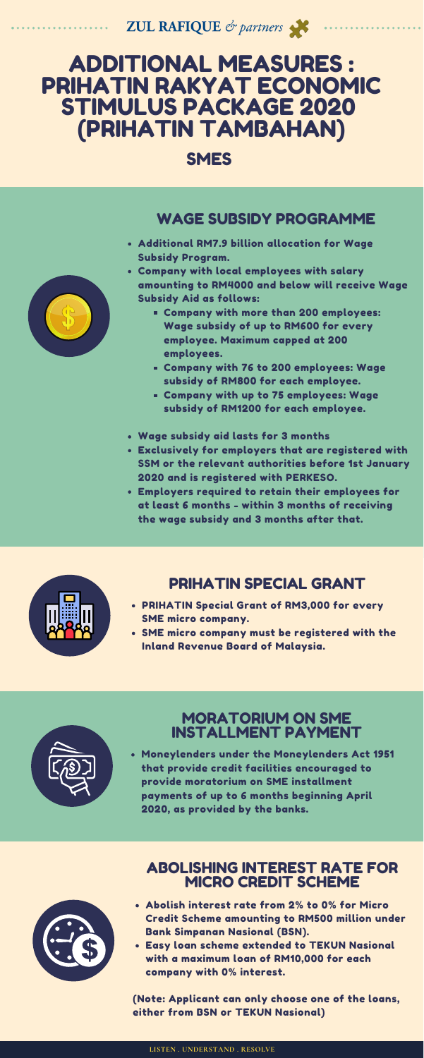ZUL RAFIQUE *& partners*

# ADDITIONAL MEASURES : PRIHATIN RAKYAT ECONOMIC STIMULUS PACKAGE 2020 (PRIHATIN TAMBAHAN)

## SMES

### WAGE SUBSIDY PROGRAMME

- Additional RM7.9 billion allocation for Wage Subsidy Program.
- Company with local employees with salary amounting to RM4000 and below will receive Wage Subsidy Aid as follows:
  - Company with more than 200 employees: Wage subsidy of up to RM600 for every employee. Maximum capped at 200 employees.
  - Company with 76 to 200 employees: Wage subsidy of RM800 for each employee.
  - Company with up to 75 employees: Wage subsidy of RM1200 for each employee.
- Wage subsidy aid lasts for 3 months
- Exclusively for employers that are registered with SSM or the relevant authorities before 1st January 2020 and is registered with PERKESO.
- Employers required to retain their employees for at least 6 months - within 3 months of receiving the wage subsidy and 3 months after that.

### PRIHATIN SPECIAL GRANT

- PRIHATIN Special Grant of RM3,000 for every SME micro company.
- SME micro company must be registered with the Inland Revenue Board of Malaysia.

### MORATORIUM ON SME INSTALLMENT PAYMENT

- Moneylenders under the Moneylenders Act 1951 that provide credit facilities encouraged to provide moratorium on SME installment payments of up to 6 months beginning April 2020, as provided by the banks.

### ABOLISHING INTEREST RATE FOR MICRO CREDIT SCHEME

- Abolish interest rate from 2% to 0% for Micro Credit Scheme amounting to RM500 million under Bank Simpanan Nasional (BSN).
- Easy loan scheme extended to TEKUN Nasional with a maximum loan of RM10,000 for each company with 0% interest.

(Note: Applicant can only choose one of the loans, either from BSN or TEKUN Nasional)

LISTEN . UNDERSTAND . RESOLVE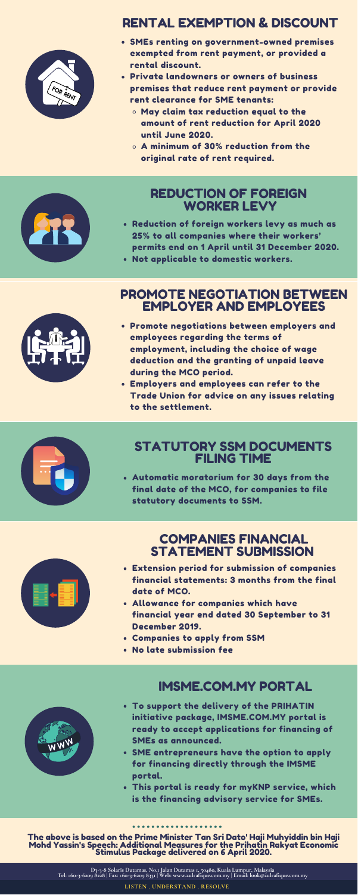## RENTAL EXEMPTION & DISCOUNT

- SMEs renting on government-owned premises exempted from rent payment, or provided a rental discount.
- Private landowners or owners of business premises that reduce rent payment or provide rent clearance for SME tenants:
  - May claim tax reduction equal to the amount of rent reduction for April 2020 until June 2020.
  - A minimum of 30% reduction from the original rate of rent required.

## REDUCTION OF FOREIGN WORKER LEVY

- Reduction of foreign workers levy as much as 25% to all companies where their workers' permits end on 1 April until 31 December 2020.
- Not applicable to domestic workers.

## PROMOTE NEGOTIATION BETWEEN EMPLOYER AND EMPLOYEES

- Promote negotiations between employers and employees regarding the terms of employment, including the choice of wage deduction and the granting of unpaid leave during the MCO period.
- Employers and employees can refer to the Trade Union for advice on any issues relating to the settlement.

## STATUTORY SSM DOCUMENTS FILING TIME

- Automatic moratorium for 30 days from the final date of the MCO, for companies to file statutory documents to SSM.

## COMPANIES FINANCIAL STATEMENT SUBMISSION

- Extension period for submission of companies financial statements: 3 months from the final date of MCO.
- Allowance for companies which have financial year end dated 30 September to 31 December 2019.
- Companies to apply from SSM
- No late submission fee

## IMSME.COM.MY PORTAL

- To support the delivery of the PRIHATIN initiative package, IMSME.COM.MY portal is ready to accept applications for financing of SMEs as announced.
- SME entrepreneurs have the option to apply for financing directly through the IMSME portal.
- This portal is ready for myKNP service, which is the financing advisory service for SMEs.

**The above is based on the Prime Minister Tan Sri Dato' Haji Muhyiddin bin Haji Mohd Yassin's Speech: Additional Measures for the Prihatin Rakyat Economic Stimulus Package delivered on 6 April 2020.**

D3-3-8 Solaris Dutamas, No.1 Jalan Dutamas 1, 50480, Kuala Lumpur, Malaysia
Tel: +60-3-6209 8228 | Fax: +60-3-6209 8331 | Web: www.zulrafique.com.my | Email: look@zulrafique.com.my

LISTEN . UNDERSTAND . RESOLVE